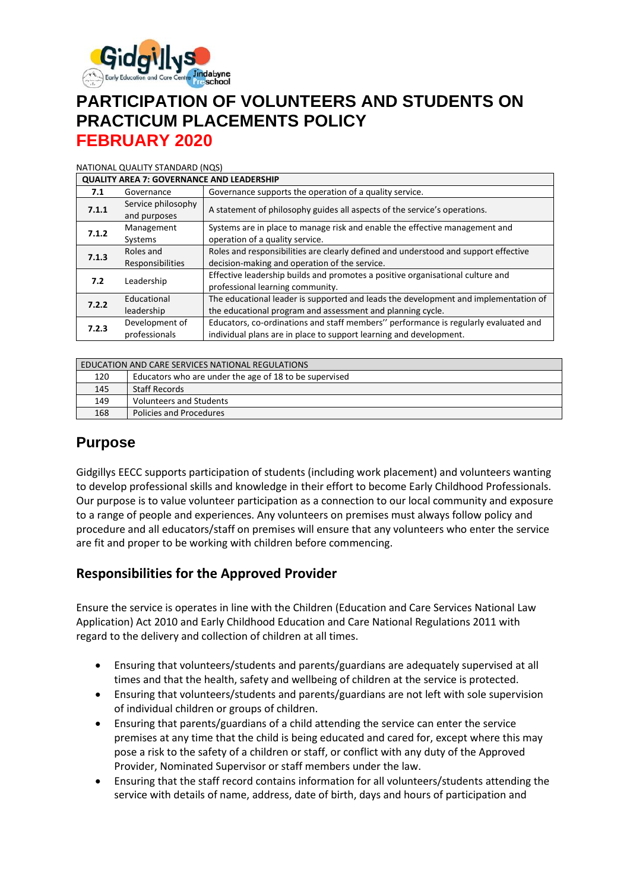# PARTICIPATION OF VOLUNTEERS AND STUDENTS ON PRACTICUM PLACEMENTS POLICY

# FEBRUARY 2020

NATIONAL QUALITY STANDARD (NQS)

| QUALITY AREA 7: GOVERNANCE AND LEADERSHIP | | |
|---|---|---|
| **7.1** | Governance | Governance supports the operation of a quality service. |
| **7.1.1** | Service philosophy and purposes | A statement of philosophy guides all aspects of the service's operations. |
| **7.1.2** | Management Systems | Systems are in place to manage risk and enable the effective management and operation of a quality service. |
| **7.1.3** | Roles and Responsibilities | Roles and responsibilities are clearly defined and understood and support effective decision-making and operation of the service. |
| **7.2** | Leadership | Effective leadership builds and promotes a positive organisational culture and professional learning community. |
| **7.2.2** | Educational leadership | The educational leader is supported and leads the development and implementation of the educational program and assessment and planning cycle. |
| **7.2.3** | Development of professionals | Educators, co-ordinations and staff members'' performance is regularly evaluated and individual plans are in place to support learning and development. |

| EDUCATION AND CARE SERVICES NATIONAL REGULATIONS | |
|---|---|
| 120 | Educators who are under the age of 18 to be supervised |
| 145 | Staff Records |
| 149 | Volunteers and Students |
| 168 | Policies and Procedures |

## Purpose

Gidgillys EECC supports participation of students (including work placement) and volunteers wanting to develop professional skills and knowledge in their effort to become Early Childhood Professionals. Our purpose is to value volunteer participation as a connection to our local community and exposure to a range of people and experiences. Any volunteers on premises must always follow policy and procedure and all educators/staff on premises will ensure that any volunteers who enter the service are fit and proper to be working with children before commencing.

## Responsibilities for the Approved Provider

Ensure the service is operates in line with the Children (Education and Care Services National Law Application) Act 2010 and Early Childhood Education and Care National Regulations 2011 with regard to the delivery and collection of children at all times.

- Ensuring that volunteers/students and parents/guardians are adequately supervised at all times and that the health, safety and wellbeing of children at the service is protected.
- Ensuring that volunteers/students and parents/guardians are not left with sole supervision of individual children or groups of children.
- Ensuring that parents/guardians of a child attending the service can enter the service premises at any time that the child is being educated and cared for, except where this may pose a risk to the safety of a children or staff, or conflict with any duty of the Approved Provider, Nominated Supervisor or staff members under the law.
- Ensuring that the staff record contains information for all volunteers/students attending the service with details of name, address, date of birth, days and hours of participation and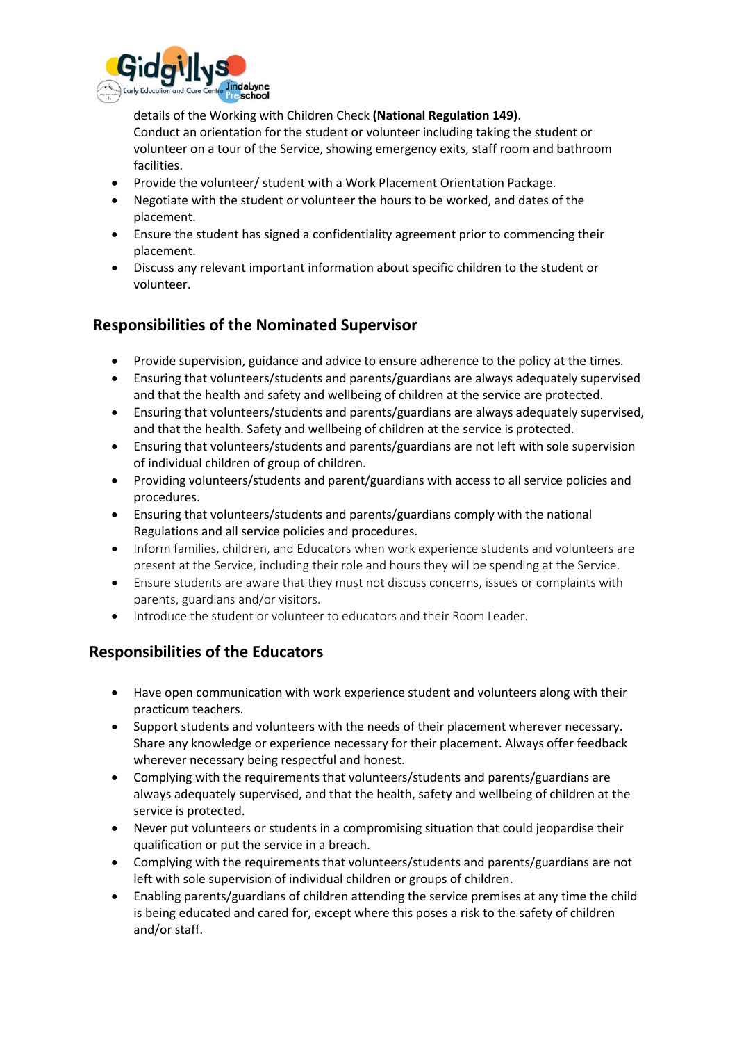details of the Working with Children Check **(National Regulation 149)**.
Conduct an orientation for the student or volunteer including taking the student or volunteer on a tour of the Service, showing emergency exits, staff room and bathroom facilities.

- Provide the volunteer/ student with a Work Placement Orientation Package.
- Negotiate with the student or volunteer the hours to be worked, and dates of the placement.
- Ensure the student has signed a confidentiality agreement prior to commencing their placement.
- Discuss any relevant important information about specific children to the student or volunteer.

## Responsibilities of the Nominated Supervisor

- Provide supervision, guidance and advice to ensure adherence to the policy at the times.
- Ensuring that volunteers/students and parents/guardians are always adequately supervised and that the health and safety and wellbeing of children at the service are protected.
- Ensuring that volunteers/students and parents/guardians are always adequately supervised, and that the health. Safety and wellbeing of children at the service is protected.
- Ensuring that volunteers/students and parents/guardians are not left with sole supervision of individual children of group of children.
- Providing volunteers/students and parent/guardians with access to all service policies and procedures.
- Ensuring that volunteers/students and parents/guardians comply with the national Regulations and all service policies and procedures.
- Inform families, children, and Educators when work experience students and volunteers are present at the Service, including their role and hours they will be spending at the Service.
- Ensure students are aware that they must not discuss concerns, issues or complaints with parents, guardians and/or visitors.
- Introduce the student or volunteer to educators and their Room Leader.

## Responsibilities of the Educators

- Have open communication with work experience student and volunteers along with their practicum teachers.
- Support students and volunteers with the needs of their placement wherever necessary. Share any knowledge or experience necessary for their placement. Always offer feedback wherever necessary being respectful and honest.
- Complying with the requirements that volunteers/students and parents/guardians are always adequately supervised, and that the health, safety and wellbeing of children at the service is protected.
- Never put volunteers or students in a compromising situation that could jeopardise their qualification or put the service in a breach.
- Complying with the requirements that volunteers/students and parents/guardians are not left with sole supervision of individual children or groups of children.
- Enabling parents/guardians of children attending the service premises at any time the child is being educated and cared for, except where this poses a risk to the safety of children and/or staff.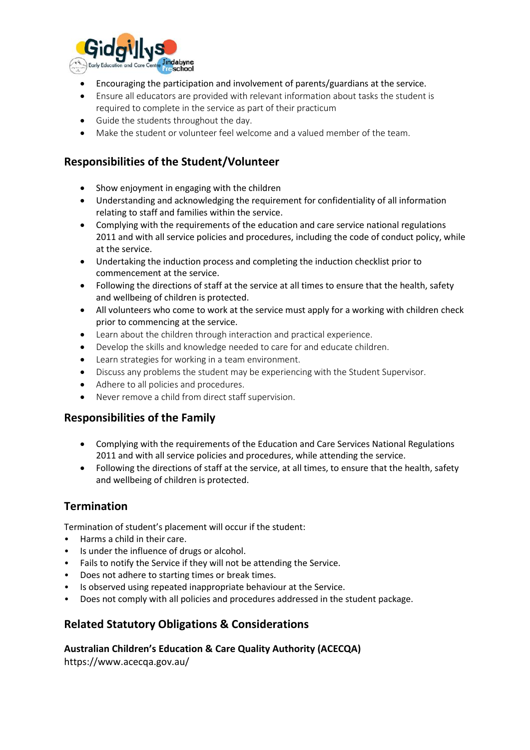- Encouraging the participation and involvement of parents/guardians at the service.
- Ensure all educators are provided with relevant information about tasks the student is required to complete in the service as part of their practicum
- Guide the students throughout the day.
- Make the student or volunteer feel welcome and a valued member of the team.

## Responsibilities of the Student/Volunteer

- Show enjoyment in engaging with the children
- Understanding and acknowledging the requirement for confidentiality of all information relating to staff and families within the service.
- Complying with the requirements of the education and care service national regulations 2011 and with all service policies and procedures, including the code of conduct policy, while at the service.
- Undertaking the induction process and completing the induction checklist prior to commencement at the service.
- Following the directions of staff at the service at all times to ensure that the health, safety and wellbeing of children is protected.
- All volunteers who come to work at the service must apply for a working with children check prior to commencing at the service.
- Learn about the children through interaction and practical experience.
- Develop the skills and knowledge needed to care for and educate children.
- Learn strategies for working in a team environment.
- Discuss any problems the student may be experiencing with the Student Supervisor.
- Adhere to all policies and procedures.
- Never remove a child from direct staff supervision.

## Responsibilities of the Family

- Complying with the requirements of the Education and Care Services National Regulations 2011 and with all service policies and procedures, while attending the service.
- Following the directions of staff at the service, at all times, to ensure that the health, safety and wellbeing of children is protected.

## Termination

Termination of student's placement will occur if the student:

- Harms a child in their care.
- Is under the influence of drugs or alcohol.
- Fails to notify the Service if they will not be attending the Service.
- Does not adhere to starting times or break times.
- Is observed using repeated inappropriate behaviour at the Service.
- Does not comply with all policies and procedures addressed in the student package.

## Related Statutory Obligations & Considerations

**Australian Children's Education & Care Quality Authority (ACECQA)**
https://www.acecqa.gov.au/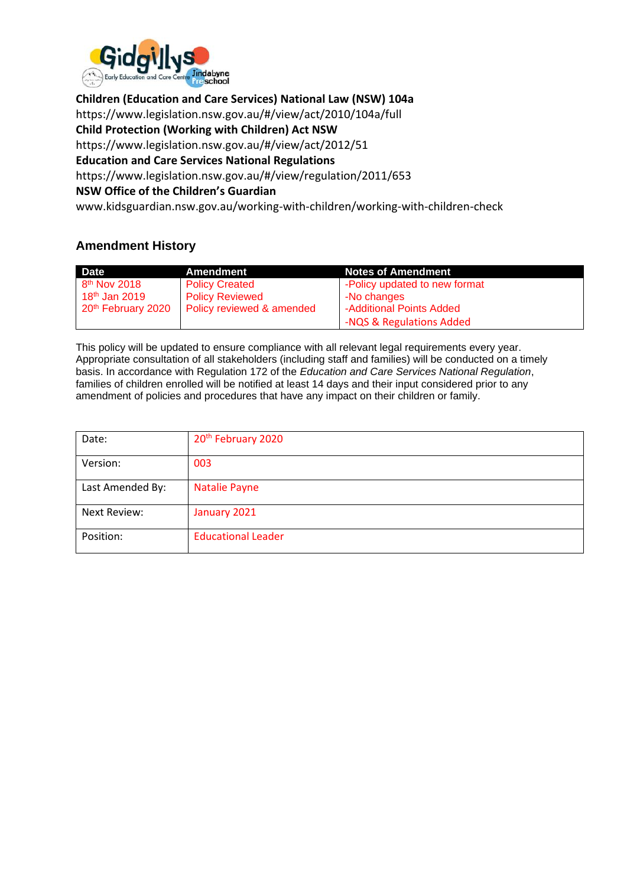**Children (Education and Care Services) National Law (NSW) 104a**
https://www.legislation.nsw.gov.au/#/view/act/2010/104a/full
**Child Protection (Working with Children) Act NSW**
https://www.legislation.nsw.gov.au/#/view/act/2012/51
**Education and Care Services National Regulations**
https://www.legislation.nsw.gov.au/#/view/regulation/2011/653
**NSW Office of the Children's Guardian**
www.kidsguardian.nsw.gov.au/working-with-children/working-with-children-check

## Amendment History

| Date | Amendment | Notes of Amendment |
|---|---|---|
| 8th Nov 2018 | Policy Created | -Policy updated to new format |
| 18th Jan 2019 | Policy Reviewed | -No changes |
| 20th February 2020 | Policy reviewed & amended | -Additional Points Added<br>-NQS & Regulations Added |

This policy will be updated to ensure compliance with all relevant legal requirements every year. Appropriate consultation of all stakeholders (including staff and families) will be conducted on a timely basis. In accordance with Regulation 172 of the *Education and Care Services National Regulation*, families of children enrolled will be notified at least 14 days and their input considered prior to any amendment of policies and procedures that have any impact on their children or family.

| | |
|---|---|
| Date: | 20th February 2020 |
| Version: | 003 |
| Last Amended By: | Natalie Payne |
| Next Review: | January 2021 |
| Position: | Educational Leader |